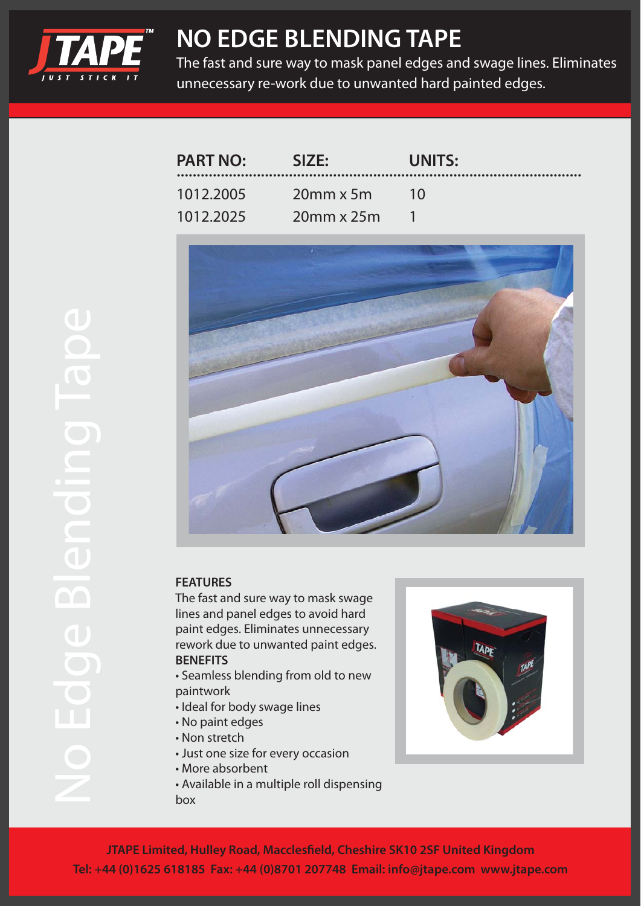# NO EDGE BLENDING TAPE

The fast and sure way to mask panel edges and swage lines. Eliminates unnecessary re-work due to unwanted hard painted edges.

No Edge Blending Tape

| PART NO: | SIZE: | UNITS: |
|---|---|---|
| 1012.2005 | 20mm x 5m | 10 |
| 1012.2025 | 20mm x 25m | 1 |

**FEATURES**

The fast and sure way to mask swage lines and panel edges to avoid hard paint edges. Eliminates unnecessary rework due to unwanted paint edges.

**BENEFITS**

- Seamless blending from old to new paintwork
- Ideal for body swage lines
- No paint edges
- Non stretch
- Just one size for every occasion
- More absorbent
- Available in a multiple roll dispensing box

**JTAPE Limited, Hulley Road, Macclesfield, Cheshire SK10 2SF United Kingdom**
**Tel: +44 (0)1625 618185 Fax: +44 (0)8701 207748 Email: info@jtape.com www.jtape.com**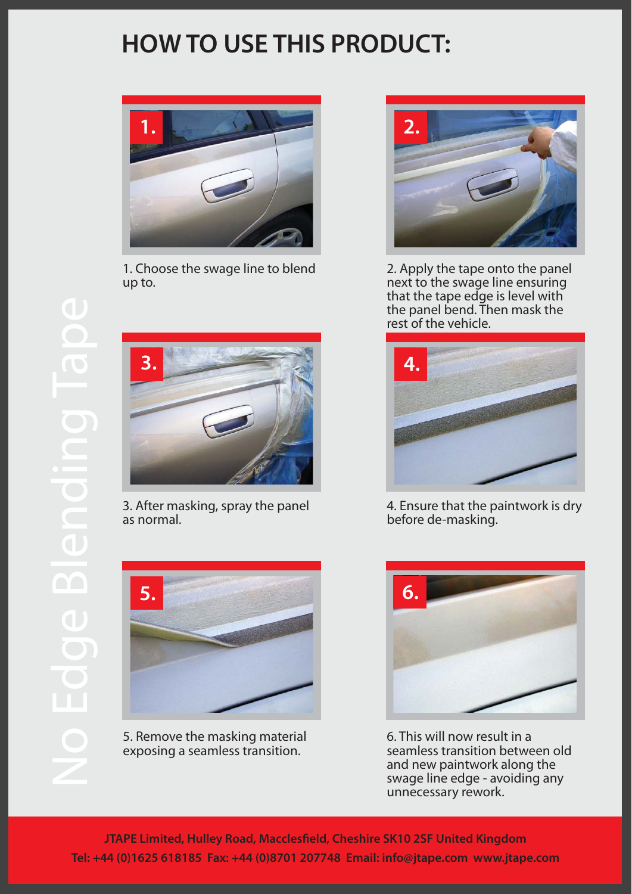# HOW TO USE THIS PRODUCT:

No Edge Blending Tape

1. Choose the swage line to blend up to.

2. Apply the tape onto the panel next to the swage line ensuring that the tape edge is level with the panel bend. Then mask the rest of the vehicle.

3. After masking, spray the panel as normal.

4. Ensure that the paintwork is dry before de-masking.

5. Remove the masking material exposing a seamless transition.

6. This will now result in a seamless transition between old and new paintwork along the swage line edge - avoiding any unnecessary rework.

**JTAPE Limited, Hulley Road, Macclesfield, Cheshire SK10 2SF United Kingdom**
**Tel: +44 (0)1625 618185 Fax: +44 (0)8701 207748 Email: info@jtape.com www.jtape.com**